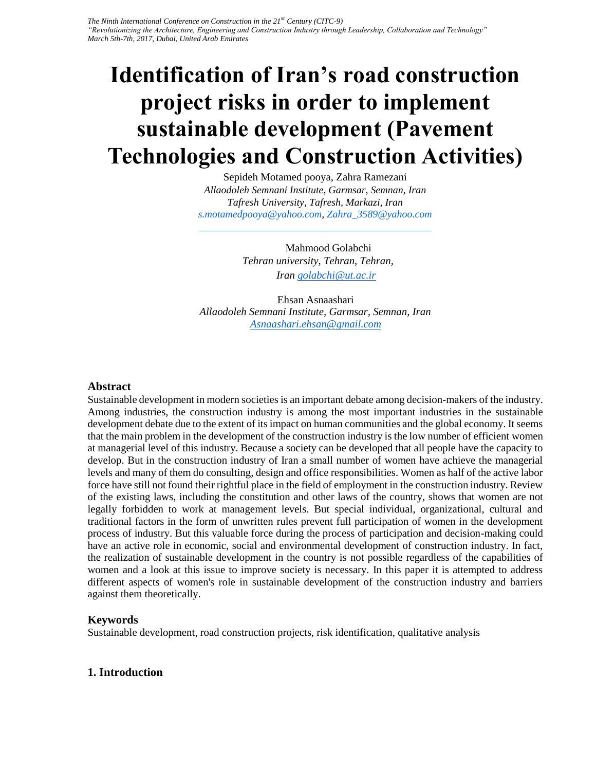# Identification of Iran's road construction project risks in order to implement sustainable development (Pavement Technologies and Construction Activities)

Sepideh Motamed pooya, Zahra Ramezani
*Allaodoleh Semnani Institute, Garmsar, Semnan, Iran*
*Tafresh University, Tafresh, Markazi, Iran*
*s.motamedpooya@yahoo.com, Zahra_3589@yahoo.com*

Mahmood Golabchi
*Tehran university, Tehran, Tehran, Iran* *golabchi@ut.ac.ir*

Ehsan Asnaashari
*Allaodoleh Semnani Institute, Garmsar, Semnan, Iran*
*Asnaashari.ehsan@gmail.com*

## Abstract

Sustainable development in modern societies is an important debate among decision-makers of the industry. Among industries, the construction industry is among the most important industries in the sustainable development debate due to the extent of its impact on human communities and the global economy. It seems that the main problem in the development of the construction industry is the low number of efficient women at managerial level of this industry. Because a society can be developed that all people have the capacity to develop. But in the construction industry of Iran a small number of women have achieve the managerial levels and many of them do consulting, design and office responsibilities. Women as half of the active labor force have still not found their rightful place in the field of employment in the construction industry. Review of the existing laws, including the constitution and other laws of the country, shows that women are not legally forbidden to work at management levels. But special individual, organizational, cultural and traditional factors in the form of unwritten rules prevent full participation of women in the development process of industry. But this valuable force during the process of participation and decision-making could have an active role in economic, social and environmental development of construction industry. In fact, the realization of sustainable development in the country is not possible regardless of the capabilities of women and a look at this issue to improve society is necessary. In this paper it is attempted to address different aspects of women's role in sustainable development of the construction industry and barriers against them theoretically.

## Keywords

Sustainable development, road construction projects, risk identification, qualitative analysis

## 1. Introduction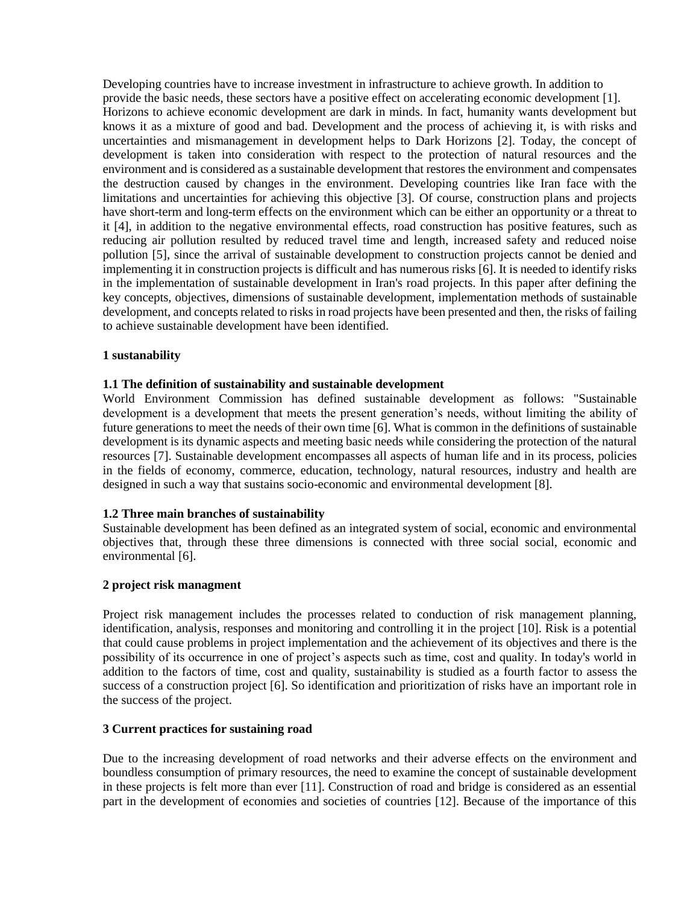Developing countries have to increase investment in infrastructure to achieve growth. In addition to provide the basic needs, these sectors have a positive effect on accelerating economic development [1]. Horizons to achieve economic development are dark in minds. In fact, humanity wants development but knows it as a mixture of good and bad. Development and the process of achieving it, is with risks and uncertainties and mismanagement in development helps to Dark Horizons [2]. Today, the concept of development is taken into consideration with respect to the protection of natural resources and the environment and is considered as a sustainable development that restores the environment and compensates the destruction caused by changes in the environment. Developing countries like Iran face with the limitations and uncertainties for achieving this objective [3]. Of course, construction plans and projects have short-term and long-term effects on the environment which can be either an opportunity or a threat to it [4], in addition to the negative environmental effects, road construction has positive features, such as reducing air pollution resulted by reduced travel time and length, increased safety and reduced noise pollution [5], since the arrival of sustainable development to construction projects cannot be denied and implementing it in construction projects is difficult and has numerous risks [6]. It is needed to identify risks in the implementation of sustainable development in Iran's road projects. In this paper after defining the key concepts, objectives, dimensions of sustainable development, implementation methods of sustainable development, and concepts related to risks in road projects have been presented and then, the risks of failing to achieve sustainable development have been identified.

## 1 sustanability

### 1.1 The definition of sustainability and sustainable development

World Environment Commission has defined sustainable development as follows: "Sustainable development is a development that meets the present generation's needs, without limiting the ability of future generations to meet the needs of their own time [6]. What is common in the definitions of sustainable development is its dynamic aspects and meeting basic needs while considering the protection of the natural resources [7]. Sustainable development encompasses all aspects of human life and in its process, policies in the fields of economy, commerce, education, technology, natural resources, industry and health are designed in such a way that sustains socio-economic and environmental development [8].

### 1.2 Three main branches of sustainability

Sustainable development has been defined as an integrated system of social, economic and environmental objectives that, through these three dimensions is connected with three social social, economic and environmental [6].

## 2 project risk managment

Project risk management includes the processes related to conduction of risk management planning, identification, analysis, responses and monitoring and controlling it in the project [10]. Risk is a potential that could cause problems in project implementation and the achievement of its objectives and there is the possibility of its occurrence in one of project's aspects such as time, cost and quality. In today's world in addition to the factors of time, cost and quality, sustainability is studied as a fourth factor to assess the success of a construction project [6]. So identification and prioritization of risks have an important role in the success of the project.

## 3 Current practices for sustaining road

Due to the increasing development of road networks and their adverse effects on the environment and boundless consumption of primary resources, the need to examine the concept of sustainable development in these projects is felt more than ever [11]. Construction of road and bridge is considered as an essential part in the development of economies and societies of countries [12]. Because of the importance of this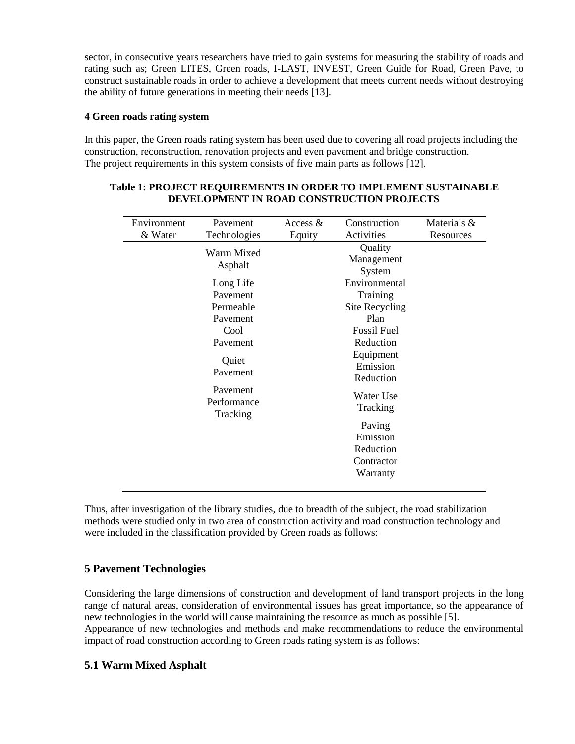sector, in consecutive years researchers have tried to gain systems for measuring the stability of roads and rating such as; Green LITES, Green roads, I-LAST, INVEST, Green Guide for Road, Green Pave, to construct sustainable roads in order to achieve a development that meets current needs without destroying the ability of future generations in meeting their needs [13].

**4 Green roads rating system**

In this paper, the Green roads rating system has been used due to covering all road projects including the construction, reconstruction, renovation projects and even pavement and bridge construction.
The project requirements in this system consists of five main parts as follows [12].

**Table 1: PROJECT REQUIREMENTS IN ORDER TO IMPLEMENT SUSTAINABLE DEVELOPMENT IN ROAD CONSTRUCTION PROJECTS**

| Environment & Water | Pavement Technologies | Access & Equity | Construction Activities | Materials & Resources |
|---|---|---|---|---|
| | Warm Mixed Asphalt | | Quality Management System | |
| | Long Life Pavement | | Environmental Training | |
| | Permeable Pavement | | Site Recycling Plan | |
| | Cool Pavement | | Fossil Fuel Reduction | |
| | Quiet Pavement | | Equipment Emission Reduction | |
| | Pavement Performance Tracking | | Water Use Tracking | |
| | | | Paving Emission Reduction | |
| | | | Contractor Warranty | |

Thus, after investigation of the library studies, due to breadth of the subject, the road stabilization methods were studied only in two area of construction activity and road construction technology and were included in the classification provided by Green roads as follows:

## 5 Pavement Technologies

Considering the large dimensions of construction and development of land transport projects in the long range of natural areas, consideration of environmental issues has great importance, so the appearance of new technologies in the world will cause maintaining the resource as much as possible [5].
Appearance of new technologies and methods and make recommendations to reduce the environmental impact of road construction according to Green roads rating system is as follows:

### 5.1 Warm Mixed Asphalt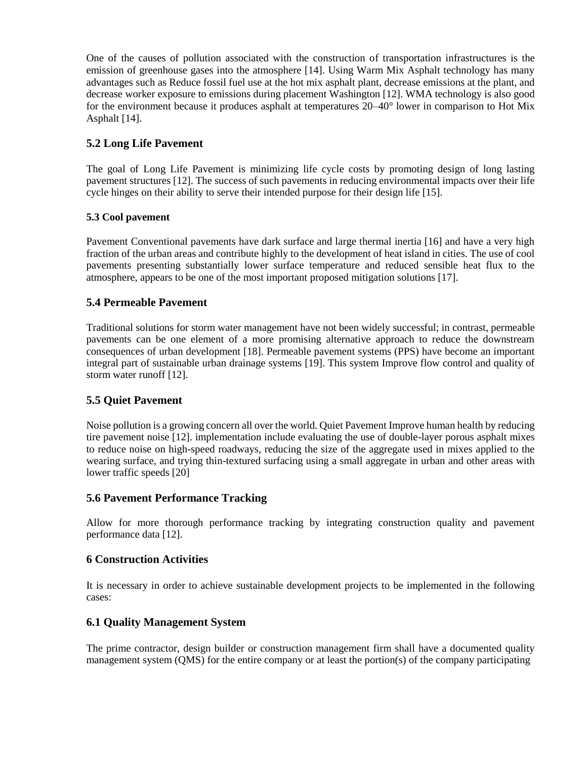One of the causes of pollution associated with the construction of transportation infrastructures is the emission of greenhouse gases into the atmosphere [14]. Using Warm Mix Asphalt technology has many advantages such as Reduce fossil fuel use at the hot mix asphalt plant, decrease emissions at the plant, and decrease worker exposure to emissions during placement Washington [12]. WMA technology is also good for the environment because it produces asphalt at temperatures 20–40° lower in comparison to Hot Mix Asphalt [14].

## 5.2 Long Life Pavement

The goal of Long Life Pavement is minimizing life cycle costs by promoting design of long lasting pavement structures [12]. The success of such pavements in reducing environmental impacts over their life cycle hinges on their ability to serve their intended purpose for their design life [15].

### 5.3 Cool pavement

Pavement Conventional pavements have dark surface and large thermal inertia [16] and have a very high fraction of the urban areas and contribute highly to the development of heat island in cities. The use of cool pavements presenting substantially lower surface temperature and reduced sensible heat flux to the atmosphere, appears to be one of the most important proposed mitigation solutions [17].

## 5.4 Permeable Pavement

Traditional solutions for storm water management have not been widely successful; in contrast, permeable pavements can be one element of a more promising alternative approach to reduce the downstream consequences of urban development [18]. Permeable pavement systems (PPS) have become an important integral part of sustainable urban drainage systems [19]. This system Improve flow control and quality of storm water runoff [12].

## 5.5 Quiet Pavement

Noise pollution is a growing concern all over the world. Quiet Pavement Improve human health by reducing tire pavement noise [12]. implementation include evaluating the use of double-layer porous asphalt mixes to reduce noise on high-speed roadways, reducing the size of the aggregate used in mixes applied to the wearing surface, and trying thin-textured surfacing using a small aggregate in urban and other areas with lower traffic speeds [20]

## 5.6 Pavement Performance Tracking

Allow for more thorough performance tracking by integrating construction quality and pavement performance data [12].

## 6 Construction Activities

It is necessary in order to achieve sustainable development projects to be implemented in the following cases:

## 6.1 Quality Management System

The prime contractor, design builder or construction management firm shall have a documented quality management system (QMS) for the entire company or at least the portion(s) of the company participating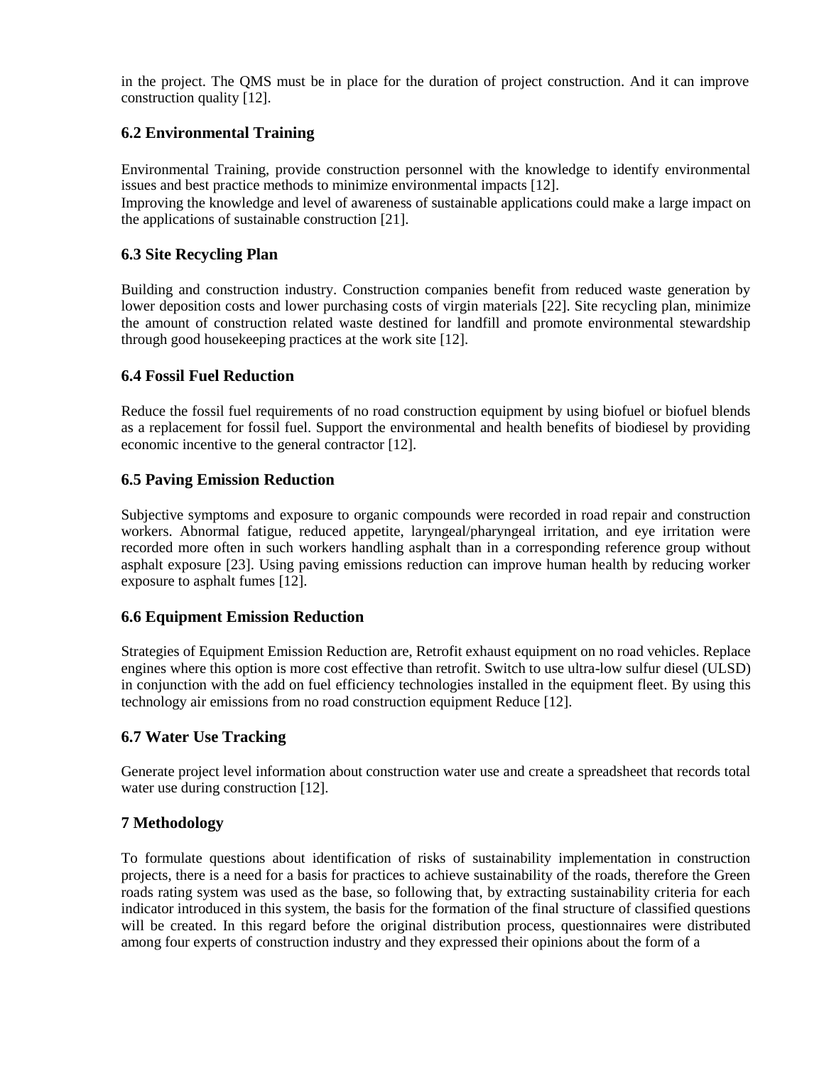in the project. The QMS must be in place for the duration of project construction. And it can improve construction quality [12].

### 6.2 Environmental Training

Environmental Training, provide construction personnel with the knowledge to identify environmental issues and best practice methods to minimize environmental impacts [12].
Improving the knowledge and level of awareness of sustainable applications could make a large impact on the applications of sustainable construction [21].

### 6.3 Site Recycling Plan

Building and construction industry. Construction companies benefit from reduced waste generation by lower deposition costs and lower purchasing costs of virgin materials [22]. Site recycling plan, minimize the amount of construction related waste destined for landfill and promote environmental stewardship through good housekeeping practices at the work site [12].

### 6.4 Fossil Fuel Reduction

Reduce the fossil fuel requirements of no road construction equipment by using biofuel or biofuel blends as a replacement for fossil fuel. Support the environmental and health benefits of biodiesel by providing economic incentive to the general contractor [12].

### 6.5 Paving Emission Reduction

Subjective symptoms and exposure to organic compounds were recorded in road repair and construction workers. Abnormal fatigue, reduced appetite, laryngeal/pharyngeal irritation, and eye irritation were recorded more often in such workers handling asphalt than in a corresponding reference group without asphalt exposure [23]. Using paving emissions reduction can improve human health by reducing worker exposure to asphalt fumes [12].

### 6.6 Equipment Emission Reduction

Strategies of Equipment Emission Reduction are, Retrofit exhaust equipment on no road vehicles. Replace engines where this option is more cost effective than retrofit. Switch to use ultra-low sulfur diesel (ULSD) in conjunction with the add on fuel efficiency technologies installed in the equipment fleet. By using this technology air emissions from no road construction equipment Reduce [12].

### 6.7 Water Use Tracking

Generate project level information about construction water use and create a spreadsheet that records total water use during construction [12].

## 7 Methodology

To formulate questions about identification of risks of sustainability implementation in construction projects, there is a need for a basis for practices to achieve sustainability of the roads, therefore the Green roads rating system was used as the base, so following that, by extracting sustainability criteria for each indicator introduced in this system, the basis for the formation of the final structure of classified questions will be created. In this regard before the original distribution process, questionnaires were distributed among four experts of construction industry and they expressed their opinions about the form of a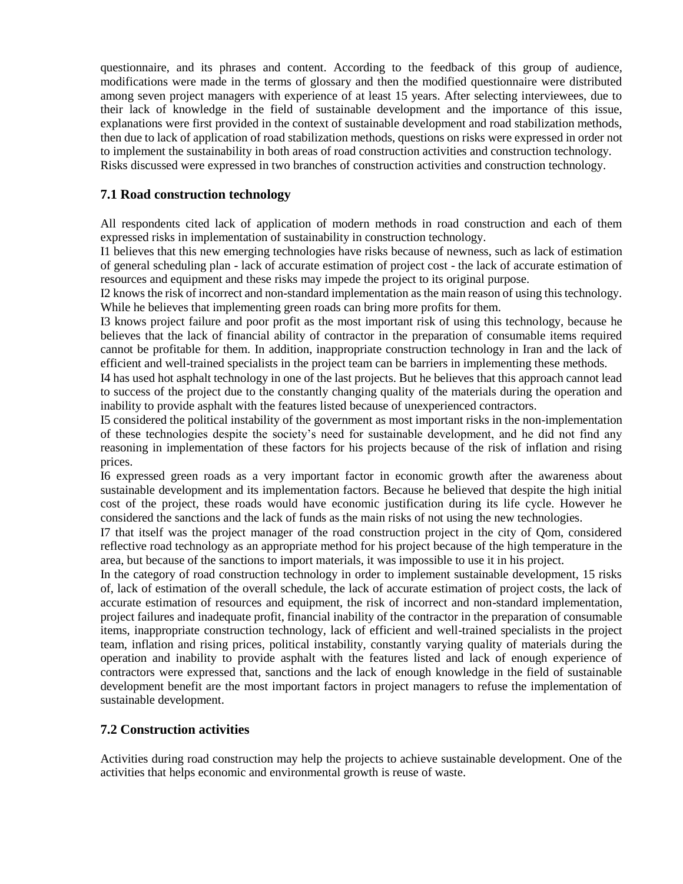questionnaire, and its phrases and content. According to the feedback of this group of audience, modifications were made in the terms of glossary and then the modified questionnaire were distributed among seven project managers with experience of at least 15 years. After selecting interviewees, due to their lack of knowledge in the field of sustainable development and the importance of this issue, explanations were first provided in the context of sustainable development and road stabilization methods, then due to lack of application of road stabilization methods, questions on risks were expressed in order not to implement the sustainability in both areas of road construction activities and construction technology. Risks discussed were expressed in two branches of construction activities and construction technology.

## 7.1 Road construction technology

All respondents cited lack of application of modern methods in road construction and each of them expressed risks in implementation of sustainability in construction technology.

I1 believes that this new emerging technologies have risks because of newness, such as lack of estimation of general scheduling plan - lack of accurate estimation of project cost - the lack of accurate estimation of resources and equipment and these risks may impede the project to its original purpose.

I2 knows the risk of incorrect and non-standard implementation as the main reason of using this technology. While he believes that implementing green roads can bring more profits for them.

I3 knows project failure and poor profit as the most important risk of using this technology, because he believes that the lack of financial ability of contractor in the preparation of consumable items required cannot be profitable for them. In addition, inappropriate construction technology in Iran and the lack of efficient and well-trained specialists in the project team can be barriers in implementing these methods.

I4 has used hot asphalt technology in one of the last projects. But he believes that this approach cannot lead to success of the project due to the constantly changing quality of the materials during the operation and inability to provide asphalt with the features listed because of unexperienced contractors.

I5 considered the political instability of the government as most important risks in the non-implementation of these technologies despite the society's need for sustainable development, and he did not find any reasoning in implementation of these factors for his projects because of the risk of inflation and rising prices.

I6 expressed green roads as a very important factor in economic growth after the awareness about sustainable development and its implementation factors. Because he believed that despite the high initial cost of the project, these roads would have economic justification during its life cycle. However he considered the sanctions and the lack of funds as the main risks of not using the new technologies.

I7 that itself was the project manager of the road construction project in the city of Qom, considered reflective road technology as an appropriate method for his project because of the high temperature in the area, but because of the sanctions to import materials, it was impossible to use it in his project.

In the category of road construction technology in order to implement sustainable development, 15 risks of, lack of estimation of the overall schedule, the lack of accurate estimation of project costs, the lack of accurate estimation of resources and equipment, the risk of incorrect and non-standard implementation, project failures and inadequate profit, financial inability of the contractor in the preparation of consumable items, inappropriate construction technology, lack of efficient and well-trained specialists in the project team, inflation and rising prices, political instability, constantly varying quality of materials during the operation and inability to provide asphalt with the features listed and lack of enough experience of contractors were expressed that, sanctions and the lack of enough knowledge in the field of sustainable development benefit are the most important factors in project managers to refuse the implementation of sustainable development.

## 7.2 Construction activities

Activities during road construction may help the projects to achieve sustainable development. One of the activities that helps economic and environmental growth is reuse of waste.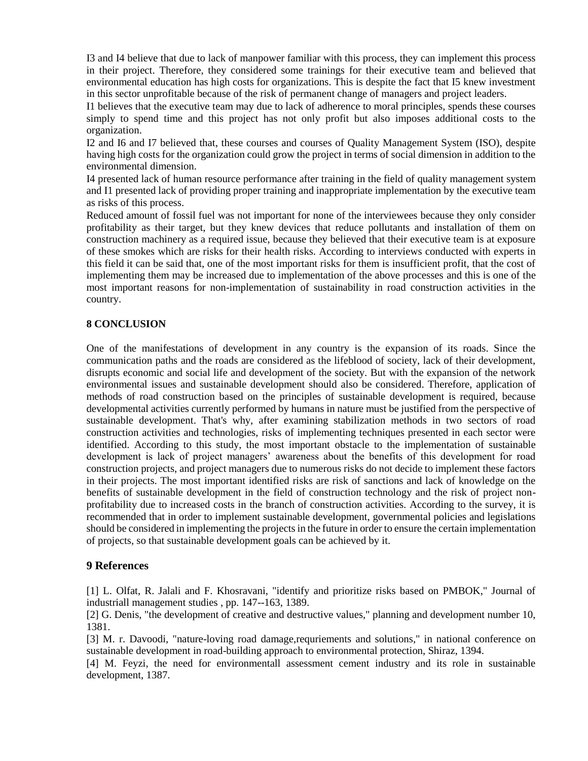I3 and I4 believe that due to lack of manpower familiar with this process, they can implement this process in their project. Therefore, they considered some trainings for their executive team and believed that environmental education has high costs for organizations. This is despite the fact that I5 knew investment in this sector unprofitable because of the risk of permanent change of managers and project leaders.

I1 believes that the executive team may due to lack of adherence to moral principles, spends these courses simply to spend time and this project has not only profit but also imposes additional costs to the organization.

I2 and I6 and I7 believed that, these courses and courses of Quality Management System (ISO), despite having high costs for the organization could grow the project in terms of social dimension in addition to the environmental dimension.

I4 presented lack of human resource performance after training in the field of quality management system and I1 presented lack of providing proper training and inappropriate implementation by the executive team as risks of this process.

Reduced amount of fossil fuel was not important for none of the interviewees because they only consider profitability as their target, but they knew devices that reduce pollutants and installation of them on construction machinery as a required issue, because they believed that their executive team is at exposure of these smokes which are risks for their health risks. According to interviews conducted with experts in this field it can be said that, one of the most important risks for them is insufficient profit, that the cost of implementing them may be increased due to implementation of the above processes and this is one of the most important reasons for non-implementation of sustainability in road construction activities in the country.

### 8 CONCLUSION

One of the manifestations of development in any country is the expansion of its roads. Since the communication paths and the roads are considered as the lifeblood of society, lack of their development, disrupts economic and social life and development of the society. But with the expansion of the network environmental issues and sustainable development should also be considered. Therefore, application of methods of road construction based on the principles of sustainable development is required, because developmental activities currently performed by humans in nature must be justified from the perspective of sustainable development. That's why, after examining stabilization methods in two sectors of road construction activities and technologies, risks of implementing techniques presented in each sector were identified. According to this study, the most important obstacle to the implementation of sustainable development is lack of project managers' awareness about the benefits of this development for road construction projects, and project managers due to numerous risks do not decide to implement these factors in their projects. The most important identified risks are risk of sanctions and lack of knowledge on the benefits of sustainable development in the field of construction technology and the risk of project non-profitability due to increased costs in the branch of construction activities. According to the survey, it is recommended that in order to implement sustainable development, governmental policies and legislations should be considered in implementing the projects in the future in order to ensure the certain implementation of projects, so that sustainable development goals can be achieved by it.

## 9 References

[1] L. Olfat, R. Jalali and F. Khosravani, "identify and prioritize risks based on PMBOK," Journal of industriall management studies , pp. 147--163, 1389.

[2] G. Denis, "the development of creative and destructive values," planning and development number 10, 1381.

[3] M. r. Davoodi, "nature-loving road damage,requriements and solutions," in national conference on sustainable development in road-building approach to environmental protection, Shiraz, 1394.

[4] M. Feyzi, the need for environmentall assessment cement industry and its role in sustainable development, 1387.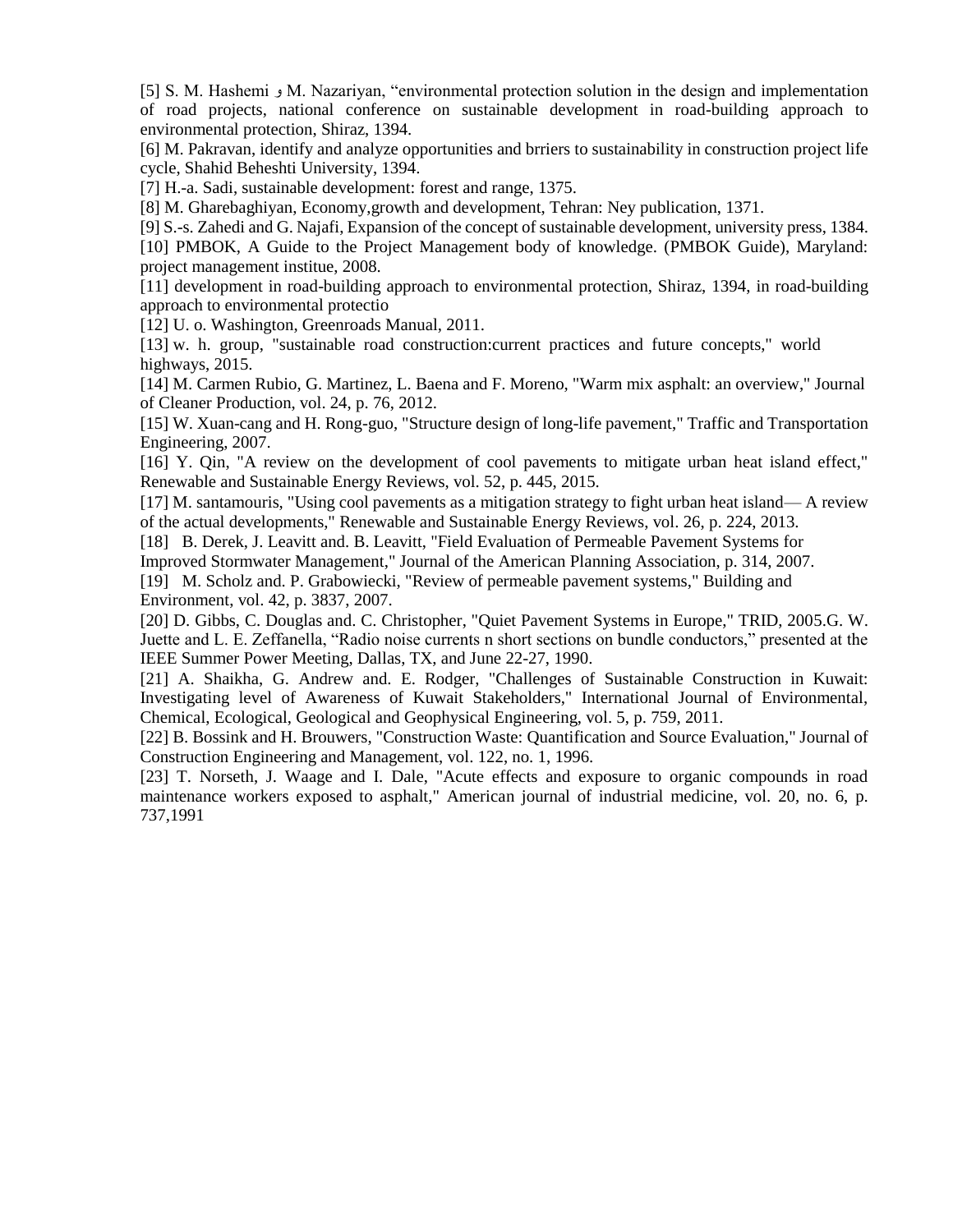[5] S. M. Hashemi و M. Nazariyan, “environmental protection solution in the design and implementation of road projects, national conference on sustainable development in road-building approach to environmental protection, Shiraz, 1394.

[6] M. Pakravan, identify and analyze opportunities and brriers to sustainability in construction project life cycle, Shahid Beheshti University, 1394.

[7] H.-a. Sadi, sustainable development: forest and range, 1375.

[8] M. Gharebaghiyan, Economy,growth and development, Tehran: Ney publication, 1371.

[9] S.-s. Zahedi and G. Najafi, Expansion of the concept of sustainable development, university press, 1384.

[10] PMBOK, A Guide to the Project Management body of knowledge. (PMBOK Guide), Maryland: project management institue, 2008.

[11] development in road-building approach to environmental protection, Shiraz, 1394, in road-building approach to environmental protectio

[12] U. o. Washington, Greenroads Manual, 2011.

[13] w. h. group, "sustainable road construction:current practices and future concepts," world highways, 2015.

[14] M. Carmen Rubio, G. Martinez, L. Baena and F. Moreno, "Warm mix asphalt: an overview," Journal of Cleaner Production, vol. 24, p. 76, 2012.

[15] W. Xuan-cang and H. Rong-guo, "Structure design of long-life pavement," Traffic and Transportation Engineering, 2007.

[16] Y. Qin, "A review on the development of cool pavements to mitigate urban heat island effect," Renewable and Sustainable Energy Reviews, vol. 52, p. 445, 2015.

[17] M. santamouris, "Using cool pavements as a mitigation strategy to fight urban heat island— A review of the actual developments," Renewable and Sustainable Energy Reviews, vol. 26, p. 224, 2013.

[18] B. Derek, J. Leavitt and. B. Leavitt, "Field Evaluation of Permeable Pavement Systems for Improved Stormwater Management," Journal of the American Planning Association, p. 314, 2007.

[19] M. Scholz and. P. Grabowiecki, "Review of permeable pavement systems," Building and Environment, vol. 42, p. 3837, 2007.

[20] D. Gibbs, C. Douglas and. C. Christopher, "Quiet Pavement Systems in Europe," TRID, 2005.G. W. Juette and L. E. Zeffanella, “Radio noise currents n short sections on bundle conductors,” presented at the IEEE Summer Power Meeting, Dallas, TX, and June 22-27, 1990.

[21] A. Shaikha, G. Andrew and. E. Rodger, "Challenges of Sustainable Construction in Kuwait: Investigating level of Awareness of Kuwait Stakeholders," International Journal of Environmental, Chemical, Ecological, Geological and Geophysical Engineering, vol. 5, p. 759, 2011.

[22] B. Bossink and H. Brouwers, "Construction Waste: Quantification and Source Evaluation," Journal of Construction Engineering and Management, vol. 122, no. 1, 1996.

[23] T. Norseth, J. Waage and I. Dale, "Acute effects and exposure to organic compounds in road maintenance workers exposed to asphalt," American journal of industrial medicine, vol. 20, no. 6, p. 737,1991